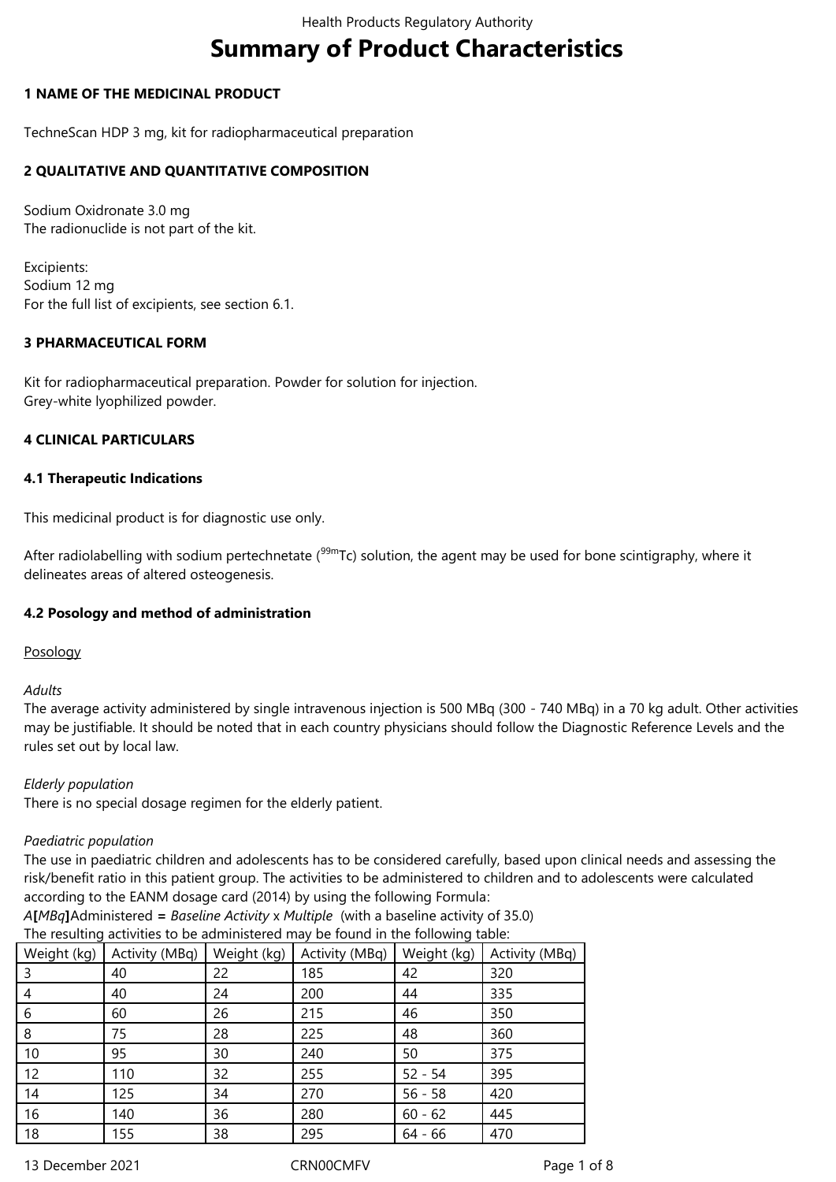# Summary of Product Characteristics

## 1 NAME OF THE MEDICINAL PRODUCT

TechneScan HDP 3 mg, kit for radiopharmaceutical preparation

## 2 QUALITATIVE AND QUANTITATIVE COMPOSITION

Sodium Oxidronate 3.0 mg
The radionuclide is not part of the kit.

Excipients:
Sodium 12 mg
For the full list of excipients, see section 6.1.

## 3 PHARMACEUTICAL FORM

Kit for radiopharmaceutical preparation. Powder for solution for injection.
Grey-white lyophilized powder.

## 4 CLINICAL PARTICULARS

### 4.1 Therapeutic Indications

This medicinal product is for diagnostic use only.

After radiolabelling with sodium pertechnetate ($^{99m}Tc$) solution, the agent may be used for bone scintigraphy, where it delineates areas of altered osteogenesis.

### 4.2 Posology and method of administration

Posology

*Adults*
The average activity administered by single intravenous injection is 500 MBq (300 - 740 MBq) in a 70 kg adult. Other activities may be justifiable. It should be noted that in each country physicians should follow the Diagnostic Reference Levels and the rules set out by local law.

*Elderly population*
There is no special dosage regimen for the elderly patient.

*Paediatric population*
The use in paediatric children and adolescents has to be considered carefully, based upon clinical needs and assessing the risk/benefit ratio in this patient group. The activities to be administered to children and to adolescents were calculated according to the EANM dosage card (2014) by using the following Formula:
*A*[*MBq*]Administered = *Baseline Activity* x *Multiple* (with a baseline activity of 35.0)
The resulting activities to be administered may be found in the following table:

| Weight (kg) | Activity (MBq) | Weight (kg) | Activity (MBq) | Weight (kg) | Activity (MBq) |
|---|---|---|---|---|---|
| 3 | 40 | 22 | 185 | 42 | 320 |
| 4 | 40 | 24 | 200 | 44 | 335 |
| 6 | 60 | 26 | 215 | 46 | 350 |
| 8 | 75 | 28 | 225 | 48 | 360 |
| 10 | 95 | 30 | 240 | 50 | 375 |
| 12 | 110 | 32 | 255 | 52 - 54 | 395 |
| 14 | 125 | 34 | 270 | 56 - 58 | 420 |
| 16 | 140 | 36 | 280 | 60 - 62 | 445 |
| 18 | 155 | 38 | 295 | 64 - 66 | 470 |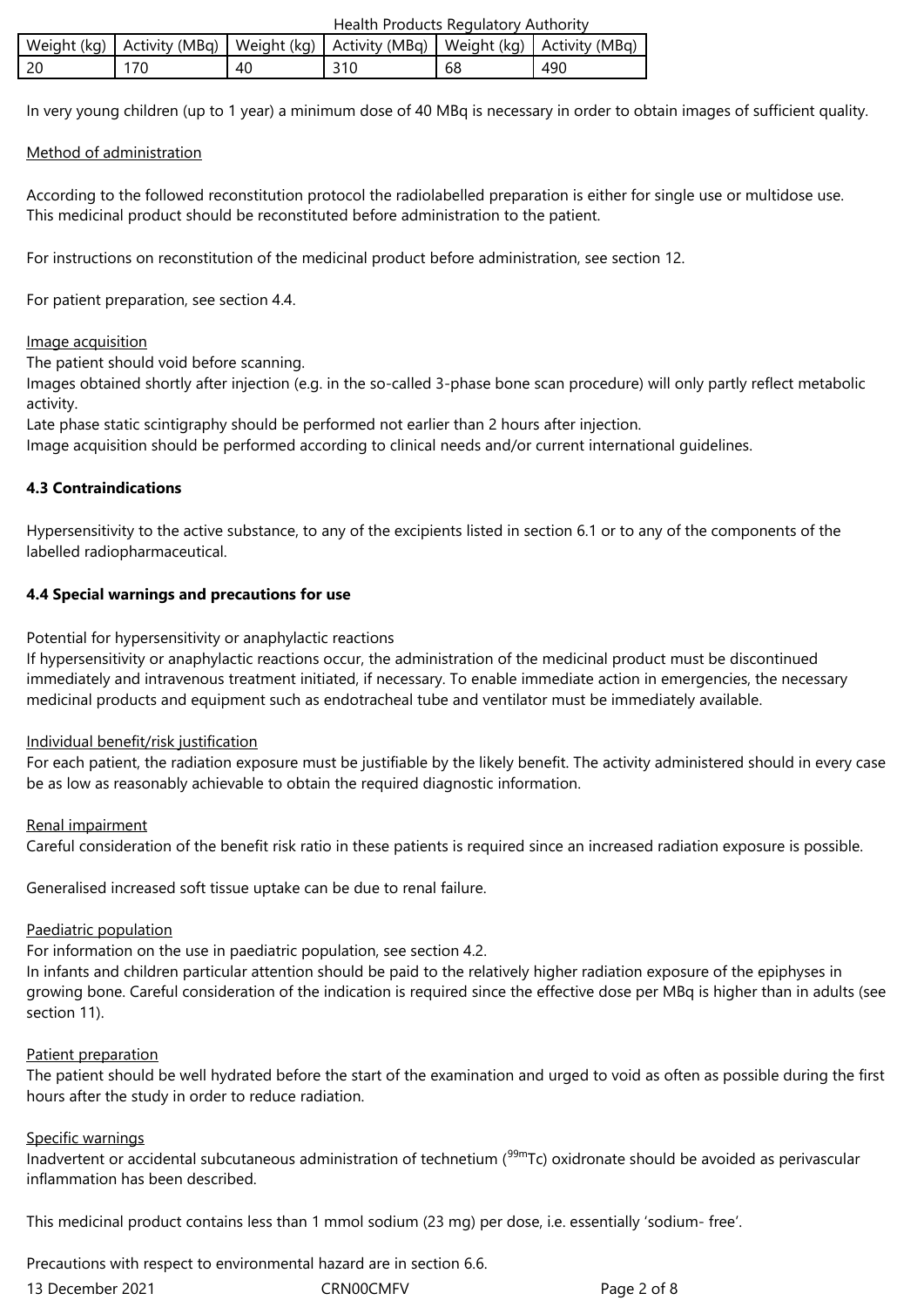| Weight (kg) | Activity (MBq) | Weight (kg) | Activity (MBq) | Weight (kg) | Activity (MBq) |
|---|---|---|---|---|---|
| 20 | 170 | 40 | 310 | 68 | 490 |

In very young children (up to 1 year) a minimum dose of 40 MBq is necessary in order to obtain images of sufficient quality.

Method of administration

According to the followed reconstitution protocol the radiolabelled preparation is either for single use or multidose use.
This medicinal product should be reconstituted before administration to the patient.

For instructions on reconstitution of the medicinal product before administration, see section 12.

For patient preparation, see section 4.4.

Image acquisition
The patient should void before scanning.
Images obtained shortly after injection (e.g. in the so-called 3-phase bone scan procedure) will only partly reflect metabolic activity.
Late phase static scintigraphy should be performed not earlier than 2 hours after injection.
Image acquisition should be performed according to clinical needs and/or current international guidelines.

**4.3 Contraindications**

Hypersensitivity to the active substance, to any of the excipients listed in section 6.1 or to any of the components of the labelled radiopharmaceutical.

**4.4 Special warnings and precautions for use**

Potential for hypersensitivity or anaphylactic reactions
If hypersensitivity or anaphylactic reactions occur, the administration of the medicinal product must be discontinued immediately and intravenous treatment initiated, if necessary. To enable immediate action in emergencies, the necessary medicinal products and equipment such as endotracheal tube and ventilator must be immediately available.

Individual benefit/risk justification
For each patient, the radiation exposure must be justifiable by the likely benefit. The activity administered should in every case be as low as reasonably achievable to obtain the required diagnostic information.

Renal impairment
Careful consideration of the benefit risk ratio in these patients is required since an increased radiation exposure is possible.

Generalised increased soft tissue uptake can be due to renal failure.

Paediatric population
For information on the use in paediatric population, see section 4.2.
In infants and children particular attention should be paid to the relatively higher radiation exposure of the epiphyses in growing bone. Careful consideration of the indication is required since the effective dose per MBq is higher than in adults (see section 11).

Patient preparation
The patient should be well hydrated before the start of the examination and urged to void as often as possible during the first hours after the study in order to reduce radiation.

Specific warnings
Inadvertent or accidental subcutaneous administration of technetium ($^{99m}$Tc) oxidronate should be avoided as perivascular inflammation has been described.

This medicinal product contains less than 1 mmol sodium (23 mg) per dose, i.e. essentially 'sodium- free'.

Precautions with respect to environmental hazard are in section 6.6.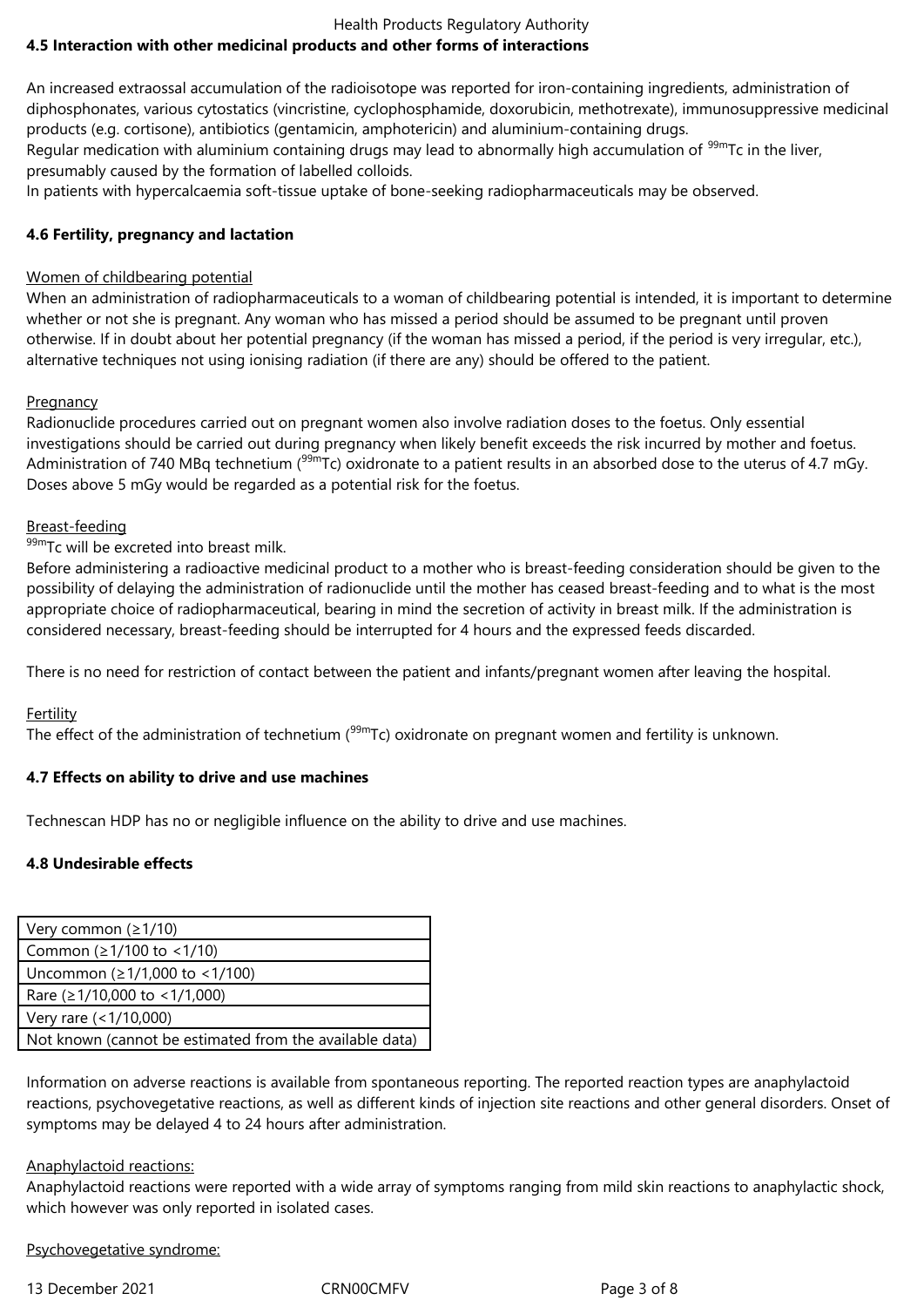## 4.5 Interaction with other medicinal products and other forms of interactions

An increased extraossal accumulation of the radioisotope was reported for iron-containing ingredients, administration of diphosphonates, various cytostatics (vincristine, cyclophosphamide, doxorubicin, methotrexate), immunosuppressive medicinal products (e.g. cortisone), antibiotics (gentamicin, amphotericin) and aluminium-containing drugs.
Regular medication with aluminium containing drugs may lead to abnormally high accumulation of $^{99m}$Tc in the liver, presumably caused by the formation of labelled colloids.
In patients with hypercalcaemia soft-tissue uptake of bone-seeking radiopharmaceuticals may be observed.

## 4.6 Fertility, pregnancy and lactation

Women of childbearing potential

When an administration of radiopharmaceuticals to a woman of childbearing potential is intended, it is important to determine whether or not she is pregnant. Any woman who has missed a period should be assumed to be pregnant until proven otherwise. If in doubt about her potential pregnancy (if the woman has missed a period, if the period is very irregular, etc.), alternative techniques not using ionising radiation (if there are any) should be offered to the patient.

Pregnancy

Radionuclide procedures carried out on pregnant women also involve radiation doses to the foetus. Only essential investigations should be carried out during pregnancy when likely benefit exceeds the risk incurred by mother and foetus. Administration of 740 MBq technetium ($^{99m}$Tc) oxidronate to a patient results in an absorbed dose to the uterus of 4.7 mGy. Doses above 5 mGy would be regarded as a potential risk for the foetus.

Breast-feeding

$^{99m}$Tc will be excreted into breast milk.
Before administering a radioactive medicinal product to a mother who is breast-feeding consideration should be given to the possibility of delaying the administration of radionuclide until the mother has ceased breast-feeding and to what is the most appropriate choice of radiopharmaceutical, bearing in mind the secretion of activity in breast milk. If the administration is considered necessary, breast-feeding should be interrupted for 4 hours and the expressed feeds discarded.

There is no need for restriction of contact between the patient and infants/pregnant women after leaving the hospital.

Fertility

The effect of the administration of technetium ($^{99m}$Tc) oxidronate on pregnant women and fertility is unknown.

## 4.7 Effects on ability to drive and use machines

Technescan HDP has no or negligible influence on the ability to drive and use machines.

## 4.8 Undesirable effects

| Very common (≥1/10) |
|---|
| Common (≥1/100 to <1/10) |
| Uncommon (≥1/1,000 to <1/100) |
| Rare (≥1/10,000 to <1/1,000) |
| Very rare (<1/10,000) |
| Not known (cannot be estimated from the available data) |

Information on adverse reactions is available from spontaneous reporting. The reported reaction types are anaphylactoid reactions, psychovegetative reactions, as well as different kinds of injection site reactions and other general disorders. Onset of symptoms may be delayed 4 to 24 hours after administration.

Anaphylactoid reactions:

Anaphylactoid reactions were reported with a wide array of symptoms ranging from mild skin reactions to anaphylactic shock, which however was only reported in isolated cases.

Psychovegetative syndrome: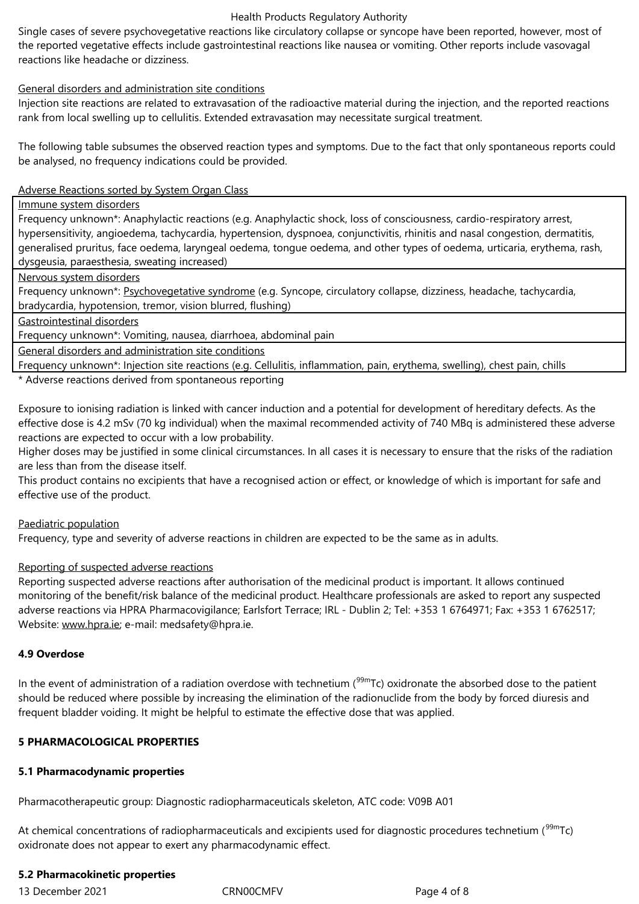Single cases of severe psychovegetative reactions like circulatory collapse or syncope have been reported, however, most of the reported vegetative effects include gastrointestinal reactions like nausea or vomiting. Other reports include vasovagal reactions like headache or dizziness.

General disorders and administration site conditions

Injection site reactions are related to extravasation of the radioactive material during the injection, and the reported reactions rank from local swelling up to cellulitis. Extended extravasation may necessitate surgical treatment.

The following table subsumes the observed reaction types and symptoms. Due to the fact that only spontaneous reports could be analysed, no frequency indications could be provided.

Adverse Reactions sorted by System Organ Class

| Immune system disorders |
|---|
| Frequency unknown*: Anaphylactic reactions (e.g. Anaphylactic shock, loss of consciousness, cardio-respiratory arrest, hypersensitivity, angioedema, tachycardia, hypertension, dyspnoea, conjunctivitis, rhinitis and nasal congestion, dermatitis, generalised pruritus, face oedema, laryngeal oedema, tongue oedema, and other types of oedema, urticaria, erythema, rash, dysgeusia, paraesthesia, sweating increased) |
| Nervous system disorders |
| Frequency unknown*: Psychovegetative syndrome (e.g. Syncope, circulatory collapse, dizziness, headache, tachycardia, bradycardia, hypotension, tremor, vision blurred, flushing) |
| Gastrointestinal disorders |
| Frequency unknown*: Vomiting, nausea, diarrhoea, abdominal pain |
| General disorders and administration site conditions |
| Frequency unknown*: Injection site reactions (e.g. Cellulitis, inflammation, pain, erythema, swelling), chest pain, chills |

* Adverse reactions derived from spontaneous reporting

Exposure to ionising radiation is linked with cancer induction and a potential for development of hereditary defects. As the effective dose is 4.2 mSv (70 kg individual) when the maximal recommended activity of 740 MBq is administered these adverse reactions are expected to occur with a low probability.

Higher doses may be justified in some clinical circumstances. In all cases it is necessary to ensure that the risks of the radiation are less than from the disease itself.

This product contains no excipients that have a recognised action or effect, or knowledge of which is important for safe and effective use of the product.

Paediatric population

Frequency, type and severity of adverse reactions in children are expected to be the same as in adults.

Reporting of suspected adverse reactions

Reporting suspected adverse reactions after authorisation of the medicinal product is important. It allows continued monitoring of the benefit/risk balance of the medicinal product. Healthcare professionals are asked to report any suspected adverse reactions via HPRA Pharmacovigilance; Earlsfort Terrace; IRL - Dublin 2; Tel: +353 1 6764971; Fax: +353 1 6762517; Website: www.hpra.ie; e-mail: medsafety@hpra.ie.

**4.9 Overdose**

In the event of administration of a radiation overdose with technetium ($^{99m}$Tc) oxidronate the absorbed dose to the patient should be reduced where possible by increasing the elimination of the radionuclide from the body by forced diuresis and frequent bladder voiding. It might be helpful to estimate the effective dose that was applied.

**5 PHARMACOLOGICAL PROPERTIES**

**5.1 Pharmacodynamic properties**

Pharmacotherapeutic group: Diagnostic radiopharmaceuticals skeleton, ATC code: V09B A01

At chemical concentrations of radiopharmaceuticals and excipients used for diagnostic procedures technetium ($^{99m}$Tc) oxidronate does not appear to exert any pharmacodynamic effect.

**5.2 Pharmacokinetic properties**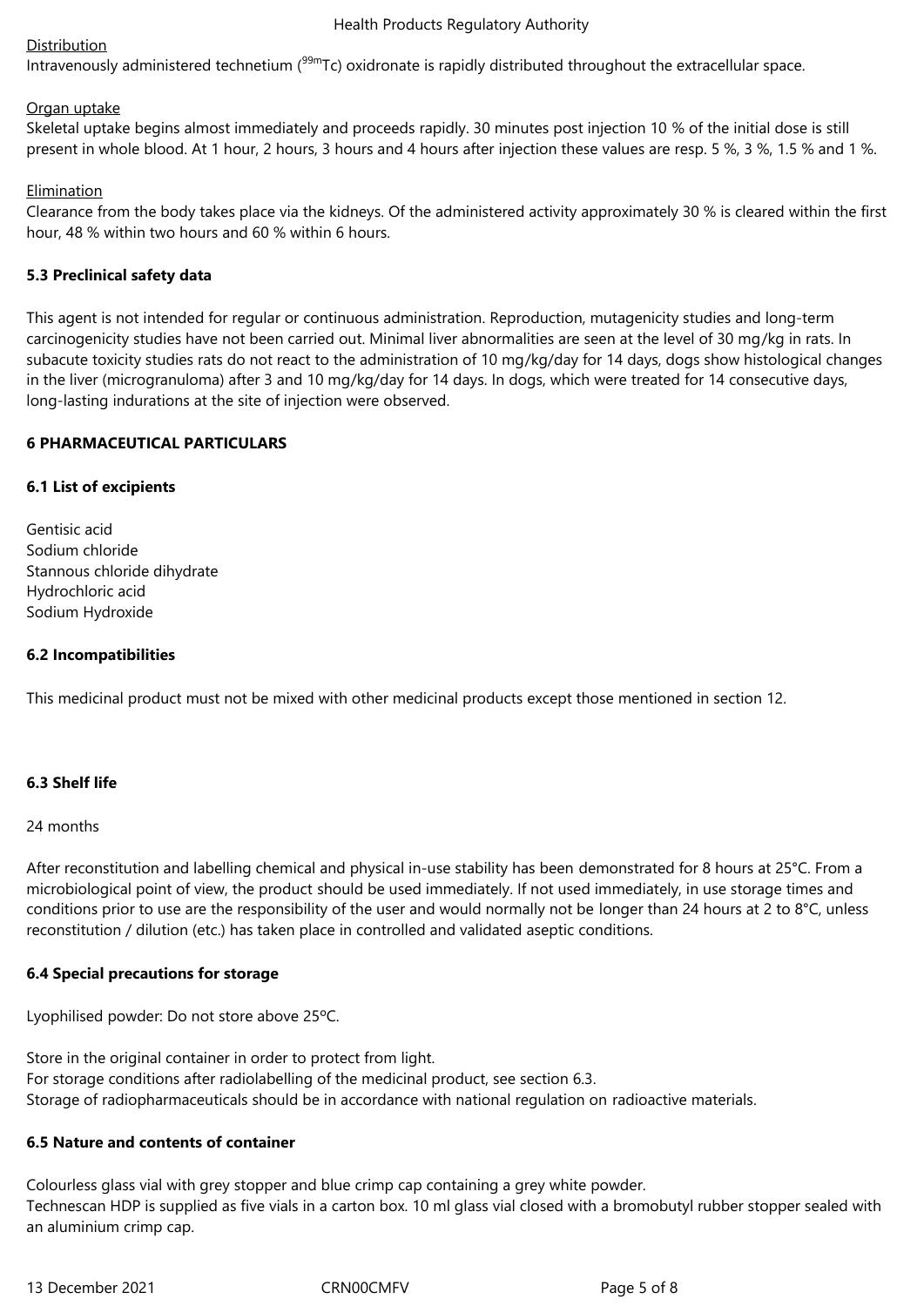Distribution

Intravenously administered technetium ($^{99m}$Tc) oxidronate is rapidly distributed throughout the extracellular space.

Organ uptake

Skeletal uptake begins almost immediately and proceeds rapidly. 30 minutes post injection 10 % of the initial dose is still present in whole blood. At 1 hour, 2 hours, 3 hours and 4 hours after injection these values are resp. 5 %, 3 %, 1.5 % and 1 %.

Elimination

Clearance from the body takes place via the kidneys. Of the administered activity approximately 30 % is cleared within the first hour, 48 % within two hours and 60 % within 6 hours.

**5.3 Preclinical safety data**

This agent is not intended for regular or continuous administration. Reproduction, mutagenicity studies and long-term carcinogenicity studies have not been carried out. Minimal liver abnormalities are seen at the level of 30 mg/kg in rats. In subacute toxicity studies rats do not react to the administration of 10 mg/kg/day for 14 days, dogs show histological changes in the liver (micrognranuloma) after 3 and 10 mg/kg/day for 14 days. In dogs, which were treated for 14 consecutive days, long-lasting indurations at the site of injection were observed.

**6 PHARMACEUTICAL PARTICULARS**

**6.1 List of excipients**

Gentisic acid
Sodium chloride
Stannous chloride dihydrate
Hydrochloric acid
Sodium Hydroxide

**6.2 Incompatibilities**

This medicinal product must not be mixed with other medicinal products except those mentioned in section 12.

**6.3 Shelf life**

24 months

After reconstitution and labelling chemical and physical in-use stability has been demonstrated for 8 hours at 25°C. From a microbiological point of view, the product should be used immediately. If not used immediately, in use storage times and conditions prior to use are the responsibility of the user and would normally not be longer than 24 hours at 2 to 8°C, unless reconstitution / dilution (etc.) has taken place in controlled and validated aseptic conditions.

**6.4 Special precautions for storage**

Lyophilised powder: Do not store above 25ºC.

Store in the original container in order to protect from light.
For storage conditions after radiolabelling of the medicinal product, see section 6.3.
Storage of radiopharmaceuticals should be in accordance with national regulation on radioactive materials.

**6.5 Nature and contents of container**

Colourless glass vial with grey stopper and blue crimp cap containing a grey white powder.
Technescan HDP is supplied as five vials in a carton box. 10 ml glass vial closed with a bromobutyl rubber stopper sealed with an aluminium crimp cap.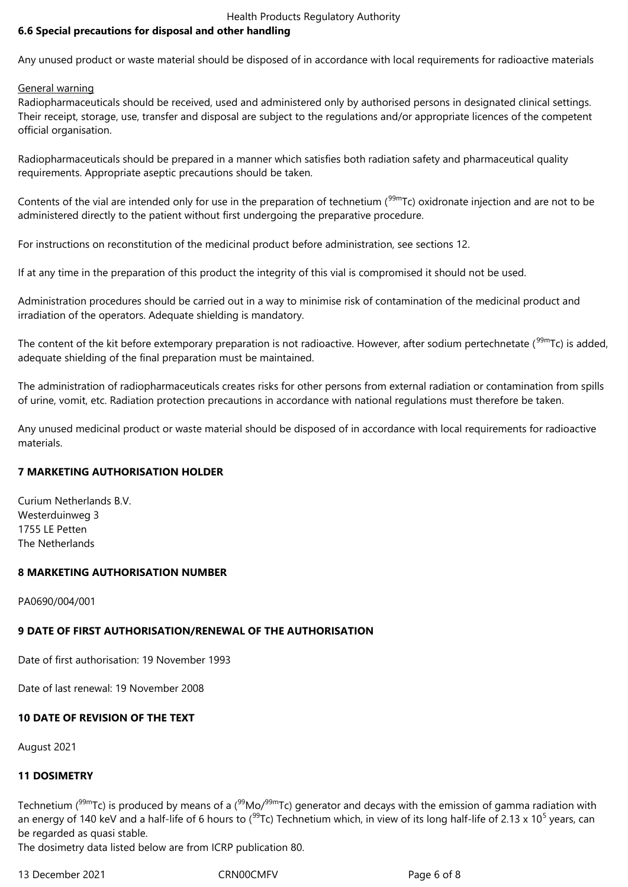### 6.6 Special precautions for disposal and other handling

Any unused product or waste material should be disposed of in accordance with local requirements for radioactive materials

General warning

Radiopharmaceuticals should be received, used and administered only by authorised persons in designated clinical settings. Their receipt, storage, use, transfer and disposal are subject to the regulations and/or appropriate licences of the competent official organisation.

Radiopharmaceuticals should be prepared in a manner which satisfies both radiation safety and pharmaceutical quality requirements. Appropriate aseptic precautions should be taken.

Contents of the vial are intended only for use in the preparation of technetium ($^{99m}$Tc) oxidronate injection and are not to be administered directly to the patient without first undergoing the preparative procedure.

For instructions on reconstitution of the medicinal product before administration, see sections 12.

If at any time in the preparation of this product the integrity of this vial is compromised it should not be used.

Administration procedures should be carried out in a way to minimise risk of contamination of the medicinal product and irradiation of the operators. Adequate shielding is mandatory.

The content of the kit before extemporary preparation is not radioactive. However, after sodium pertechnetate ($^{99m}$Tc) is added, adequate shielding of the final preparation must be maintained.

The administration of radiopharmaceuticals creates risks for other persons from external radiation or contamination from spills of urine, vomit, etc. Radiation protection precautions in accordance with national regulations must therefore be taken.

Any unused medicinal product or waste material should be disposed of in accordance with local requirements for radioactive materials.

## 7 MARKETING AUTHORISATION HOLDER

Curium Netherlands B.V.
Westerduinweg 3
1755 LE Petten
The Netherlands

## 8 MARKETING AUTHORISATION NUMBER

PA0690/004/001

## 9 DATE OF FIRST AUTHORISATION/RENEWAL OF THE AUTHORISATION

Date of first authorisation: 19 November 1993

Date of last renewal: 19 November 2008

## 10 DATE OF REVISION OF THE TEXT

August 2021

## 11 DOSIMETRY

Technetium ($^{99m}$Tc) is produced by means of a ($^{99}$Mo/$^{99m}$Tc) generator and decays with the emission of gamma radiation with an energy of 140 keV and a half-life of 6 hours to ($^{99}$Tc) Technetium which, in view of its long half-life of $2.13 \times 10^5$ years, can be regarded as quasi stable.
The dosimetry data listed below are from ICRP publication 80.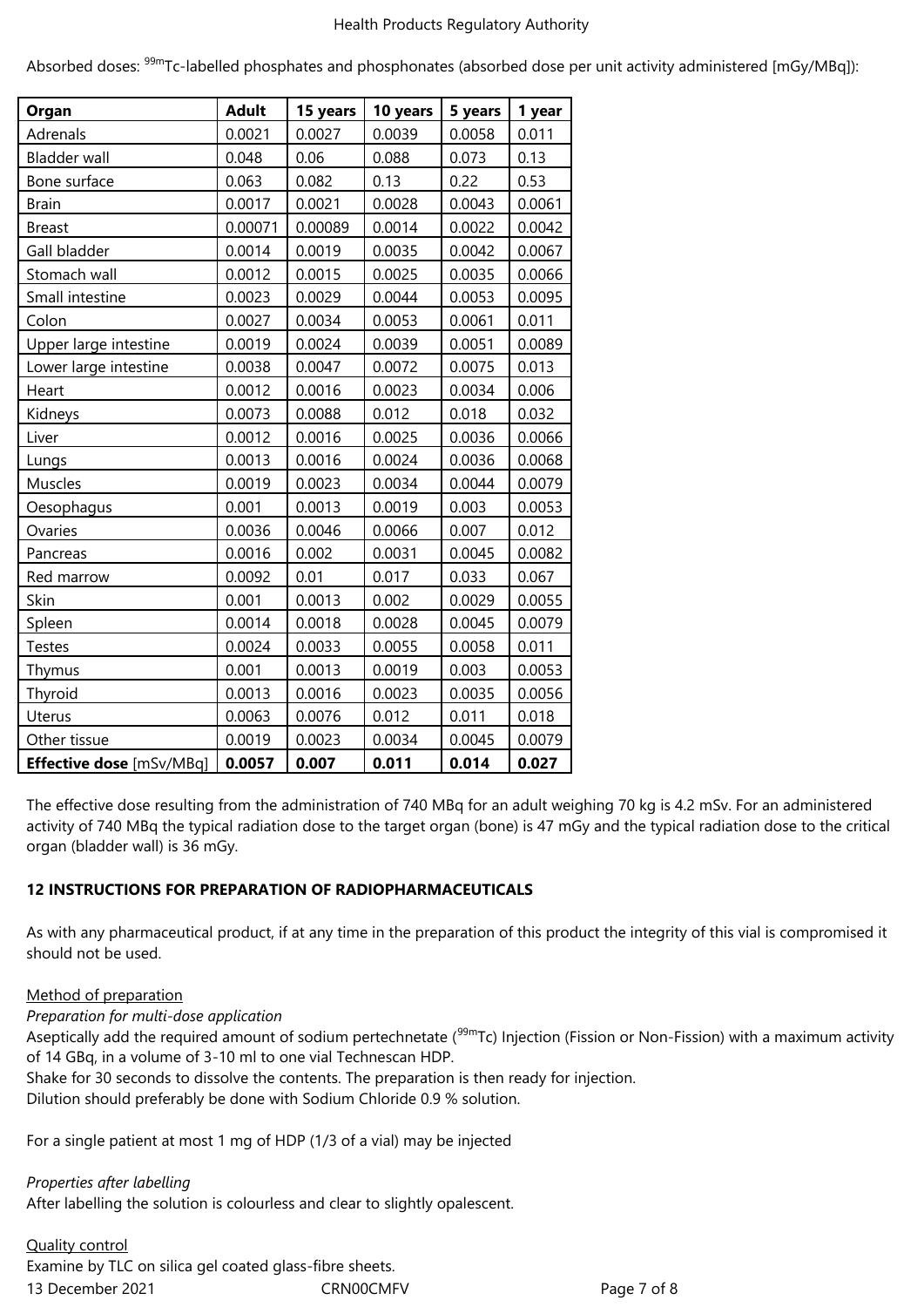Absorbed doses: $^{99m}$Tc-labelled phosphates and phosphonates (absorbed dose per unit activity administered [mGy/MBq]):

| Organ | Adult | 15 years | 10 years | 5 years | 1 year |
|---|---|---|---|---|---|
| Adrenals | 0.0021 | 0.0027 | 0.0039 | 0.0058 | 0.011 |
| Bladder wall | 0.048 | 0.06 | 0.088 | 0.073 | 0.13 |
| Bone surface | 0.063 | 0.082 | 0.13 | 0.22 | 0.53 |
| Brain | 0.0017 | 0.0021 | 0.0028 | 0.0043 | 0.0061 |
| Breast | 0.00071 | 0.00089 | 0.0014 | 0.0022 | 0.0042 |
| Gall bladder | 0.0014 | 0.0019 | 0.0035 | 0.0042 | 0.0067 |
| Stomach wall | 0.0012 | 0.0015 | 0.0025 | 0.0035 | 0.0066 |
| Small intestine | 0.0023 | 0.0029 | 0.0044 | 0.0053 | 0.0095 |
| Colon | 0.0027 | 0.0034 | 0.0053 | 0.0061 | 0.011 |
| Upper large intestine | 0.0019 | 0.0024 | 0.0039 | 0.0051 | 0.0089 |
| Lower large intestine | 0.0038 | 0.0047 | 0.0072 | 0.0075 | 0.013 |
| Heart | 0.0012 | 0.0016 | 0.0023 | 0.0034 | 0.006 |
| Kidneys | 0.0073 | 0.0088 | 0.012 | 0.018 | 0.032 |
| Liver | 0.0012 | 0.0016 | 0.0025 | 0.0036 | 0.0066 |
| Lungs | 0.0013 | 0.0016 | 0.0024 | 0.0036 | 0.0068 |
| Muscles | 0.0019 | 0.0023 | 0.0034 | 0.0044 | 0.0079 |
| Oesophagus | 0.001 | 0.0013 | 0.0019 | 0.003 | 0.0053 |
| Ovaries | 0.0036 | 0.0046 | 0.0066 | 0.007 | 0.012 |
| Pancreas | 0.0016 | 0.002 | 0.0031 | 0.0045 | 0.0082 |
| Red marrow | 0.0092 | 0.01 | 0.017 | 0.033 | 0.067 |
| Skin | 0.001 | 0.0013 | 0.002 | 0.0029 | 0.0055 |
| Spleen | 0.0014 | 0.0018 | 0.0028 | 0.0045 | 0.0079 |
| Testes | 0.0024 | 0.0033 | 0.0055 | 0.0058 | 0.011 |
| Thymus | 0.001 | 0.0013 | 0.0019 | 0.003 | 0.0053 |
| Thyroid | 0.0013 | 0.0016 | 0.0023 | 0.0035 | 0.0056 |
| Uterus | 0.0063 | 0.0076 | 0.012 | 0.011 | 0.018 |
| Other tissue | 0.0019 | 0.0023 | 0.0034 | 0.0045 | 0.0079 |
| **Effective dose** [mSv/MBq] | **0.0057** | **0.007** | **0.011** | **0.014** | **0.027** |

The effective dose resulting from the administration of 740 MBq for an adult weighing 70 kg is 4.2 mSv. For an administered activity of 740 MBq the typical radiation dose to the target organ (bone) is 47 mGy and the typical radiation dose to the critical organ (bladder wall) is 36 mGy.

## 12 INSTRUCTIONS FOR PREPARATION OF RADIOPHARMACEUTICALS

As with any pharmaceutical product, if at any time in the preparation of this product the integrity of this vial is compromised it should not be used.

Method of preparation

*Preparation for multi-dose application*

Aseptically add the required amount of sodium pertechnetate ($^{99m}$Tc) Injection (Fission or Non-Fission) with a maximum activity of 14 GBq, in a volume of 3-10 ml to one vial Technescan HDP.
Shake for 30 seconds to dissolve the contents. The preparation is then ready for injection.
Dilution should preferably be done with Sodium Chloride 0.9 % solution.

For a single patient at most 1 mg of HDP (1/3 of a vial) may be injected

*Properties after labelling*

After labelling the solution is colourless and clear to slightly opalescent.

Quality control

Examine by TLC on silica gel coated glass-fibre sheets.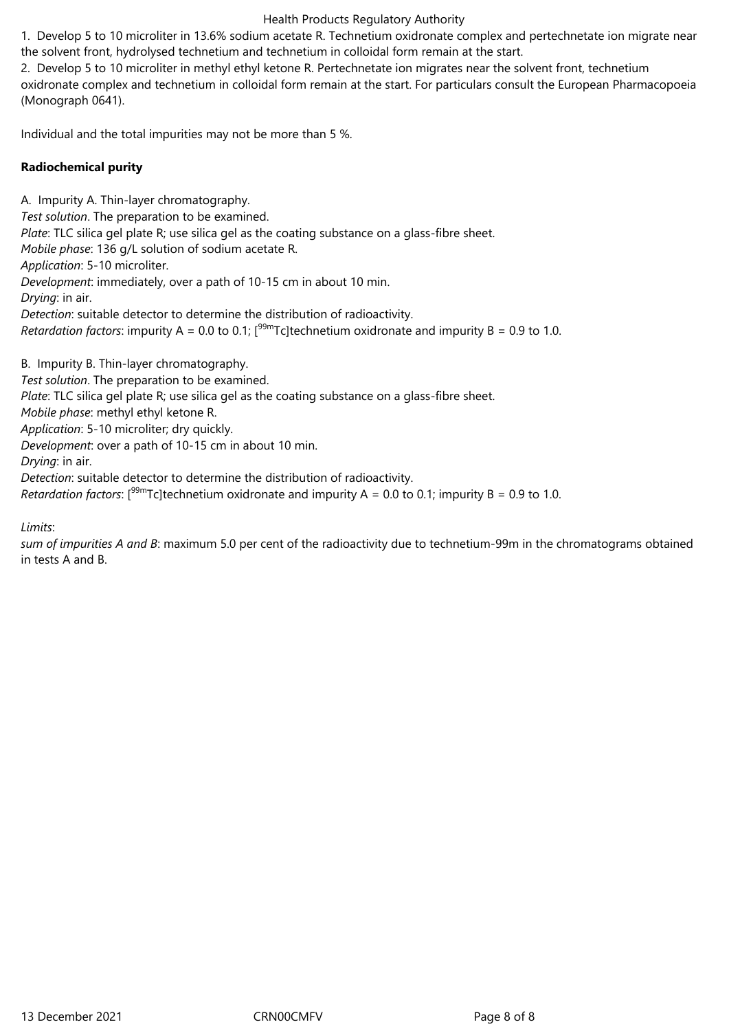1. Develop 5 to 10 microliter in 13.6% sodium acetate R. Technetium oxidronate complex and pertechnetate ion migrate near the solvent front, hydrolysed technetium and technetium in colloidal form remain at the start.
2. Develop 5 to 10 microliter in methyl ethyl ketone R. Pertechnetate ion migrates near the solvent front, technetium oxidronate complex and technetium in colloidal form remain at the start. For particulars consult the European Pharmacopoeia (Monograph 0641).

Individual and the total impurities may not be more than 5 %.

**Radiochemical purity**

A. Impurity A. Thin-layer chromatography.
*Test solution*. The preparation to be examined.
*Plate*: TLC silica gel plate R; use silica gel as the coating substance on a glass-fibre sheet.
*Mobile phase*: 136 g/L solution of sodium acetate R.
*Application*: 5-10 microliter.
*Development*: immediately, over a path of 10-15 cm in about 10 min.
*Drying*: in air.
*Detection*: suitable detector to determine the distribution of radioactivity.
*Retardation factors*: impurity A = 0.0 to 0.1; [$^{99m}$Tc]technetium oxidronate and impurity B = 0.9 to 1.0.

B. Impurity B. Thin-layer chromatography.
*Test solution*. The preparation to be examined.
*Plate*: TLC silica gel plate R; use silica gel as the coating substance on a glass-fibre sheet.
*Mobile phase*: methyl ethyl ketone R.
*Application*: 5-10 microliter; dry quickly.
*Development*: over a path of 10-15 cm in about 10 min.
*Drying*: in air.
*Detection*: suitable detector to determine the distribution of radioactivity.
*Retardation factors*: [$^{99m}$Tc]technetium oxidronate and impurity A = 0.0 to 0.1; impurity B = 0.9 to 1.0.

*Limits*:
*sum of impurities A and B*: maximum 5.0 per cent of the radioactivity due to technetium-99m in the chromatograms obtained in tests A and B.